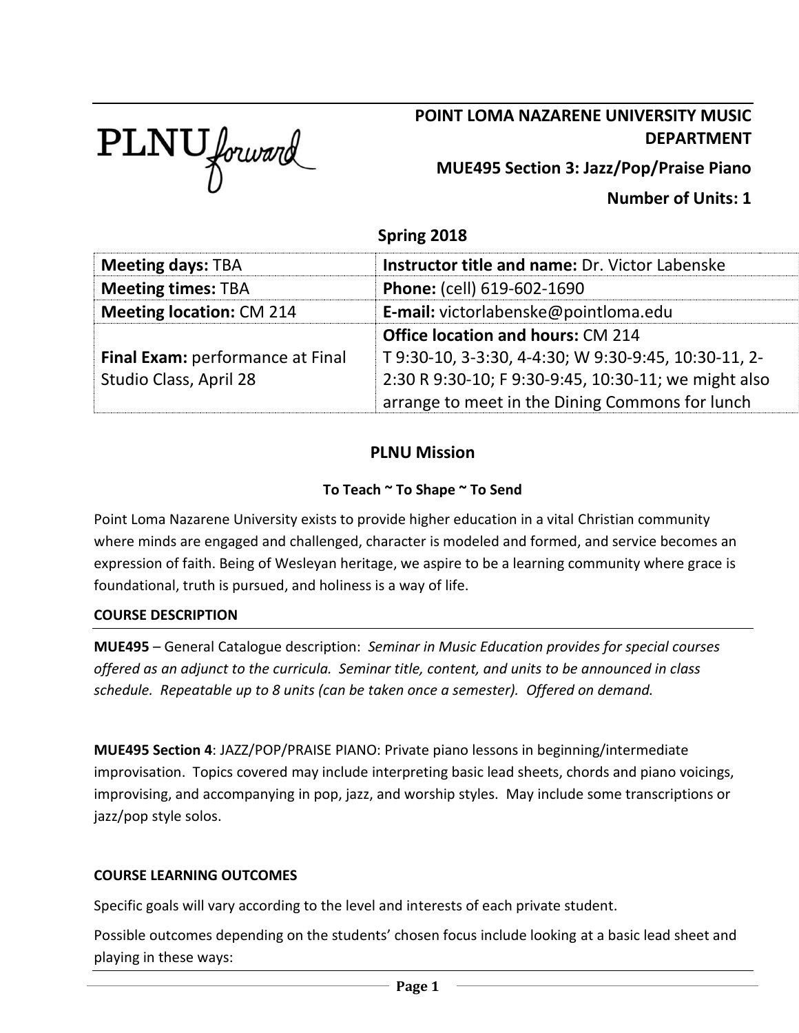**POINT LOMA NAZARENE UNIVERSITY MUSIC DEPARTMENT**

**MUE495 Section 3: Jazz/Pop/Praise Piano**

**Number of Units: 1**

**Spring 2018**

| **Meeting days:** TBA | **Instructor title and name:** Dr. Victor Labenske |
|---|---|
| **Meeting times:** TBA | **Phone:** (cell) 619-602-1690 |
| **Meeting location:** CM 214 | **E-mail:** victorlabenske@pointloma.edu |
| **Final Exam:** performance at Final Studio Class, April 28 | **Office location and hours:** CM 214<br>T 9:30-10, 3-3:30, 4-4:30; W 9:30-9:45, 10:30-11, 2-2:30 R 9:30-10; F 9:30-9:45, 10:30-11; we might also arrange to meet in the Dining Commons for lunch |

## PLNU Mission

**To Teach ~ To Shape ~ To Send**

Point Loma Nazarene University exists to provide higher education in a vital Christian community where minds are engaged and challenged, character is modeled and formed, and service becomes an expression of faith. Being of Wesleyan heritage, we aspire to be a learning community where grace is foundational, truth is pursued, and holiness is a way of life.

### COURSE DESCRIPTION

**MUE495** – General Catalogue description: *Seminar in Music Education provides for special courses offered as an adjunct to the curricula. Seminar title, content, and units to be announced in class schedule. Repeatable up to 8 units (can be taken once a semester). Offered on demand.*

**MUE495 Section 4**: JAZZ/POP/PRAISE PIANO: Private piano lessons in beginning/intermediate improvisation. Topics covered may include interpreting basic lead sheets, chords and piano voicings, improvising, and accompanying in pop, jazz, and worship styles. May include some transcriptions or jazz/pop style solos.

### COURSE LEARNING OUTCOMES

Specific goals will vary according to the level and interests of each private student.

Possible outcomes depending on the students' chosen focus include looking at a basic lead sheet and playing in these ways: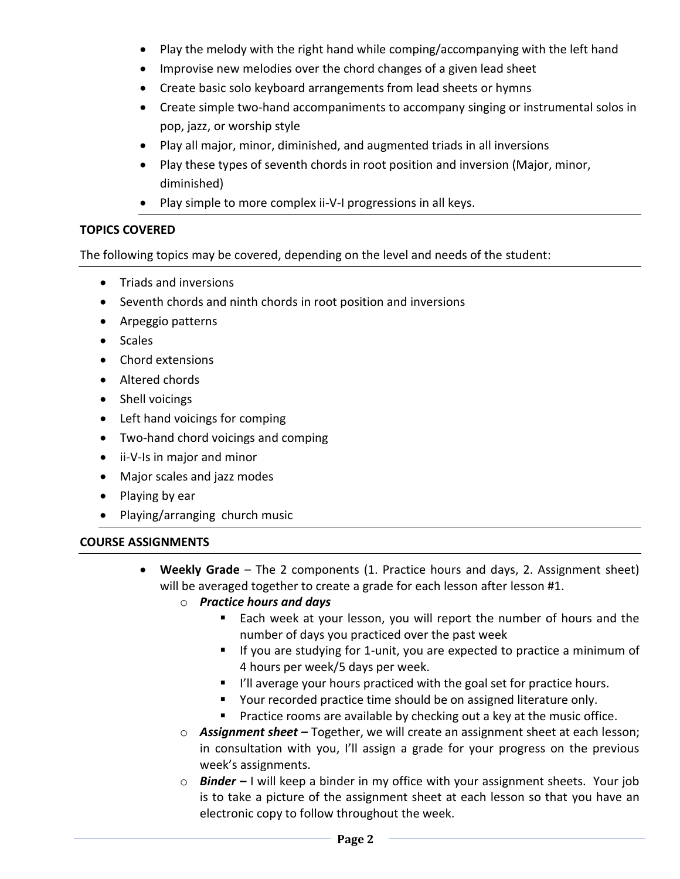- Play the melody with the right hand while comping/accompanying with the left hand
- Improvise new melodies over the chord changes of a given lead sheet
- Create basic solo keyboard arrangements from lead sheets or hymns
- Create simple two-hand accompaniments to accompany singing or instrumental solos in pop, jazz, or worship style
- Play all major, minor, diminished, and augmented triads in all inversions
- Play these types of seventh chords in root position and inversion (Major, minor, diminished)
- Play simple to more complex ii-V-I progressions in all keys.

## TOPICS COVERED

The following topics may be covered, depending on the level and needs of the student:

- Triads and inversions
- Seventh chords and ninth chords in root position and inversions
- Arpeggio patterns
- Scales
- Chord extensions
- Altered chords
- Shell voicings
- Left hand voicings for comping
- Two-hand chord voicings and comping
- ii-V-Is in major and minor
- Major scales and jazz modes
- Playing by ear
- Playing/arranging church music

## COURSE ASSIGNMENTS

- **Weekly Grade** – The 2 components (1. Practice hours and days, 2. Assignment sheet) will be averaged together to create a grade for each lesson after lesson #1.
  - ***Practice hours and days***
    - Each week at your lesson, you will report the number of hours and the number of days you practiced over the past week
    - If you are studying for 1-unit, you are expected to practice a minimum of 4 hours per week/5 days per week.
    - I'll average your hours practiced with the goal set for practice hours.
    - Your recorded practice time should be on assigned literature only.
    - Practice rooms are available by checking out a key at the music office.
  - ***Assignment sheet –*** Together, we will create an assignment sheet at each lesson; in consultation with you, I'll assign a grade for your progress on the previous week's assignments.
  - ***Binder –*** I will keep a binder in my office with your assignment sheets. Your job is to take a picture of the assignment sheet at each lesson so that you have an electronic copy to follow throughout the week.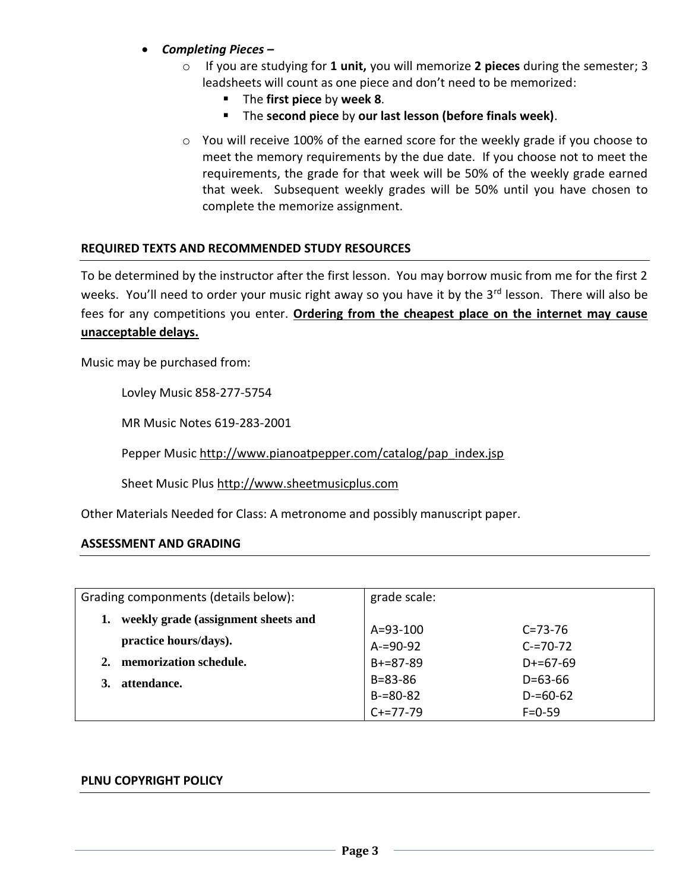- ***Completing Pieces –***
  - If you are studying for **1 unit,** you will memorize **2 pieces** during the semester; 3 leadsheets will count as one piece and don't need to be memorized:
    - The **first piece** by **week 8**.
    - The **second piece** by **our last lesson (before finals week)**.
  - You will receive 100% of the earned score for the weekly grade if you choose to meet the memory requirements by the due date. If you choose not to meet the requirements, the grade for that week will be 50% of the weekly grade earned that week. Subsequent weekly grades will be 50% until you have chosen to complete the memorize assignment.

## REQUIRED TEXTS AND RECOMMENDED STUDY RESOURCES

To be determined by the instructor after the first lesson. You may borrow music from me for the first 2 weeks. You'll need to order your music right away so you have it by the 3rd lesson. There will also be fees for any competitions you enter. **Ordering from the cheapest place on the internet may cause unacceptable delays.**

Music may be purchased from:

Lovley Music 858-277-5754

MR Music Notes 619-283-2001

Pepper Music http://www.pianoatpepper.com/catalog/pap_index.jsp

Sheet Music Plus http://www.sheetmusicplus.com

Other Materials Needed for Class: A metronome and possibly manuscript paper.

## ASSESSMENT AND GRADING

| Grading componments (details below): | grade scale: | |
|---|---|---|
| 1. **weekly grade (assignment sheets and practice hours/days).** | A=93-100 | C=73-76 |
| 2. **memorization schedule.** | A-=90-92 | C-=70-72 |
| 3. **attendance.** | B+=87-89 | D+=67-69 |
| | B=83-86 | D=63-66 |
| | B-=80-82 | D-=60-62 |
| | C+=77-79 | F=0-59 |

## PLNU COPYRIGHT POLICY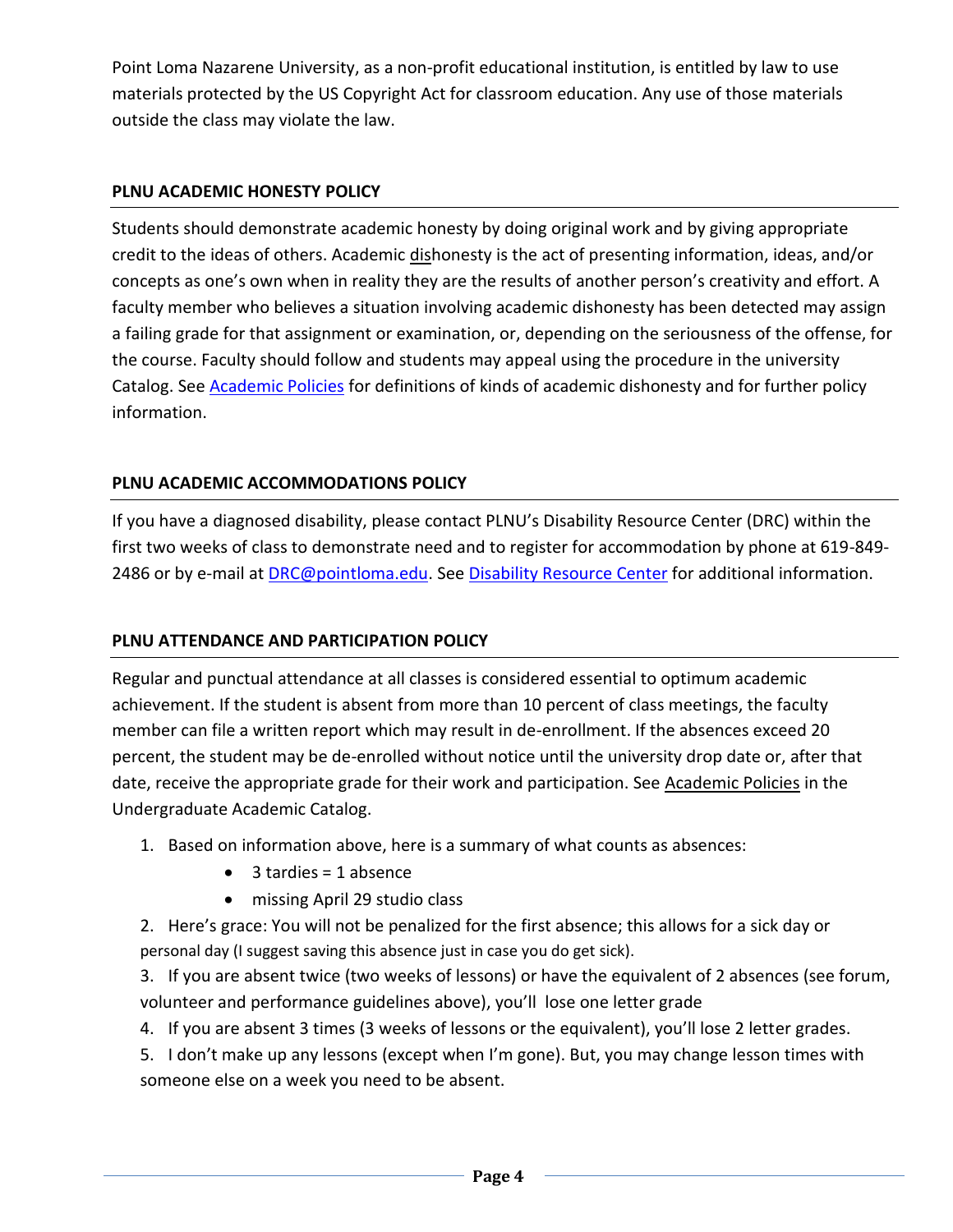Point Loma Nazarene University, as a non-profit educational institution, is entitled by law to use materials protected by the US Copyright Act for classroom education. Any use of those materials outside the class may violate the law.

## PLNU ACADEMIC HONESTY POLICY

Students should demonstrate academic honesty by doing original work and by giving appropriate credit to the ideas of others. Academic dishonesty is the act of presenting information, ideas, and/or concepts as one's own when in reality they are the results of another person's creativity and effort. A faculty member who believes a situation involving academic dishonesty has been detected may assign a failing grade for that assignment or examination, or, depending on the seriousness of the offense, for the course. Faculty should follow and students may appeal using the procedure in the university Catalog. See Academic Policies for definitions of kinds of academic dishonesty and for further policy information.

## PLNU ACADEMIC ACCOMMODATIONS POLICY

If you have a diagnosed disability, please contact PLNU's Disability Resource Center (DRC) within the first two weeks of class to demonstrate need and to register for accommodation by phone at 619-849-2486 or by e-mail at DRC@pointloma.edu. See Disability Resource Center for additional information.

## PLNU ATTENDANCE AND PARTICIPATION POLICY

Regular and punctual attendance at all classes is considered essential to optimum academic achievement. If the student is absent from more than 10 percent of class meetings, the faculty member can file a written report which may result in de-enrollment. If the absences exceed 20 percent, the student may be de-enrolled without notice until the university drop date or, after that date, receive the appropriate grade for their work and participation. See Academic Policies in the Undergraduate Academic Catalog.

1. Based on information above, here is a summary of what counts as absences:
    - 3 tardies = 1 absence
    - missing April 29 studio class
2. Here's grace: You will not be penalized for the first absence; this allows for a sick day or personal day (I suggest saving this absence just in case you do get sick).
3. If you are absent twice (two weeks of lessons) or have the equivalent of 2 absences (see forum, volunteer and performance guidelines above), you'll lose one letter grade
4. If you are absent 3 times (3 weeks of lessons or the equivalent), you'll lose 2 letter grades.
5. I don't make up any lessons (except when I'm gone). But, you may change lesson times with someone else on a week you need to be absent.